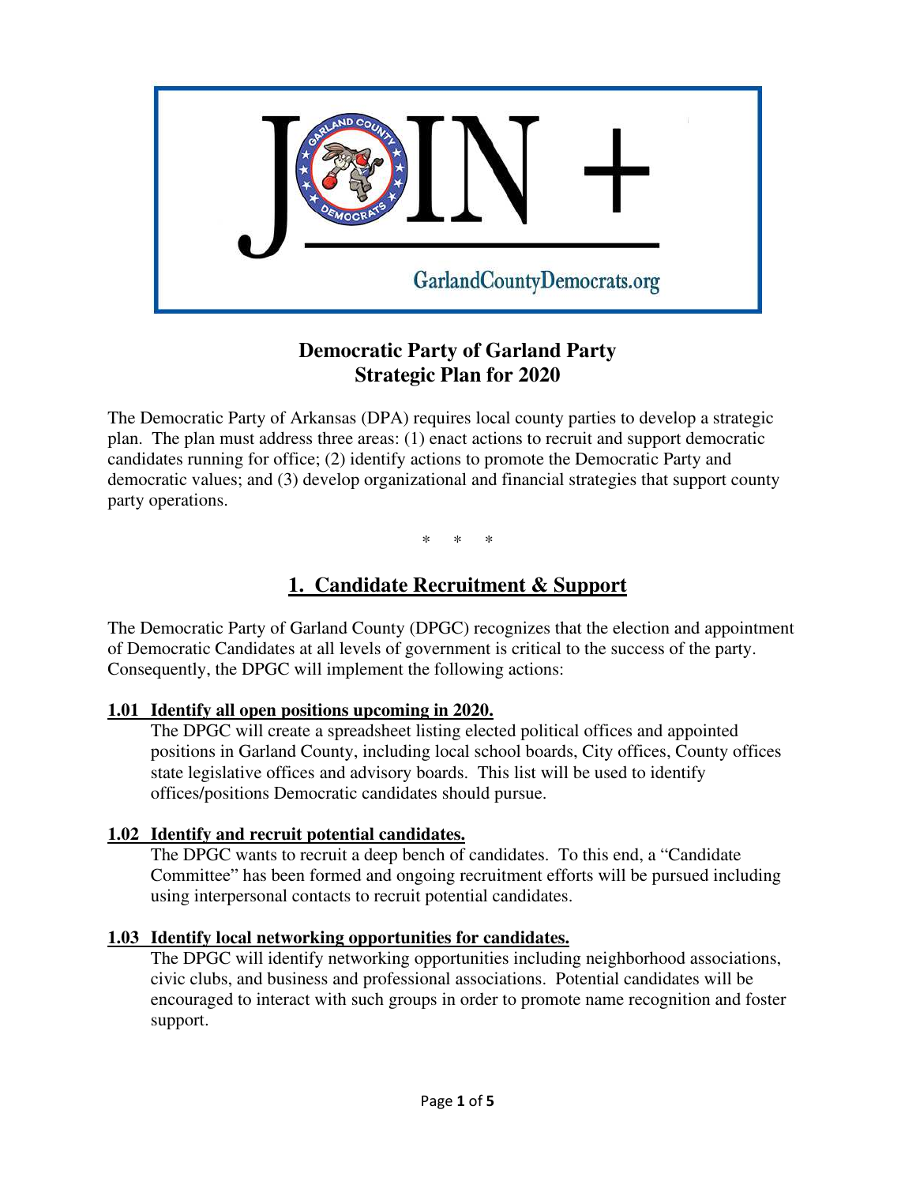JOIN +

GarlandCountyDemocrats.org

## Democratic Party of Garland Party
## Strategic Plan for 2020

The Democratic Party of Arkansas (DPA) requires local county parties to develop a strategic plan. The plan must address three areas: (1) enact actions to recruit and support democratic candidates running for office; (2) identify actions to promote the Democratic Party and democratic values; and (3) develop organizational and financial strategies that support county party operations.

\* \* \*

## 1. Candidate Recruitment & Support

The Democratic Party of Garland County (DPGC) recognizes that the election and appointment of Democratic Candidates at all levels of government is critical to the success of the party. Consequently, the DPGC will implement the following actions:

**1.01 Identify all open positions upcoming in 2020.**

The DPGC will create a spreadsheet listing elected political offices and appointed positions in Garland County, including local school boards, City offices, County offices state legislative offices and advisory boards. This list will be used to identify offices/positions Democratic candidates should pursue.

**1.02 Identify and recruit potential candidates.**

The DPGC wants to recruit a deep bench of candidates. To this end, a "Candidate Committee" has been formed and ongoing recruitment efforts will be pursued including using interpersonal contacts to recruit potential candidates.

**1.03 Identify local networking opportunities for candidates.**

The DPGC will identify networking opportunities including neighborhood associations, civic clubs, and business and professional associations. Potential candidates will be encouraged to interact with such groups in order to promote name recognition and foster support.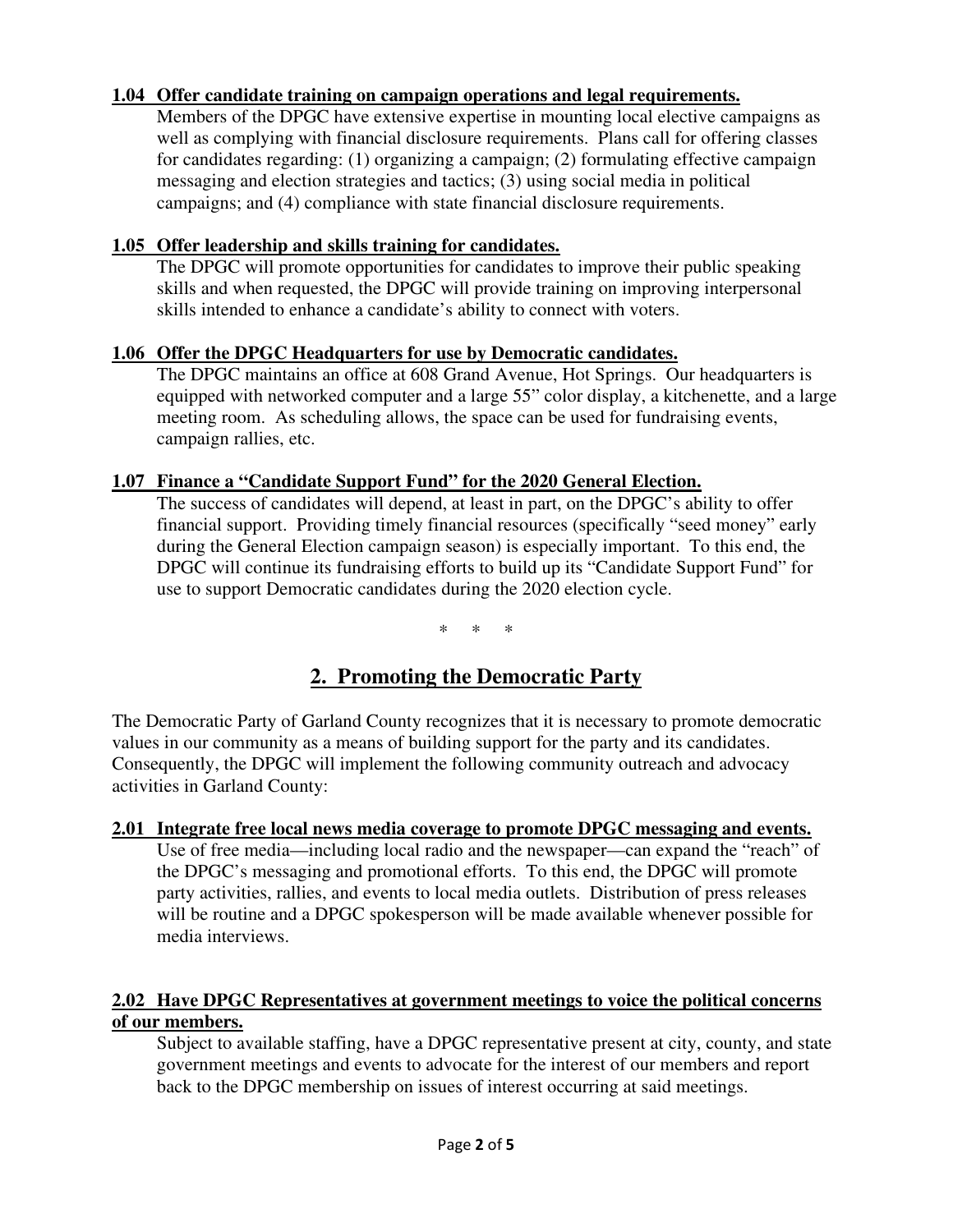**1.04 Offer candidate training on campaign operations and legal requirements.**

Members of the DPGC have extensive expertise in mounting local elective campaigns as well as complying with financial disclosure requirements. Plans call for offering classes for candidates regarding: (1) organizing a campaign; (2) formulating effective campaign messaging and election strategies and tactics; (3) using social media in political campaigns; and (4) compliance with state financial disclosure requirements.

**1.05 Offer leadership and skills training for candidates.**

The DPGC will promote opportunities for candidates to improve their public speaking skills and when requested, the DPGC will provide training on improving interpersonal skills intended to enhance a candidate's ability to connect with voters.

**1.06 Offer the DPGC Headquarters for use by Democratic candidates.**

The DPGC maintains an office at 608 Grand Avenue, Hot Springs. Our headquarters is equipped with networked computer and a large 55" color display, a kitchenette, and a large meeting room. As scheduling allows, the space can be used for fundraising events, campaign rallies, etc.

**1.07 Finance a "Candidate Support Fund" for the 2020 General Election.**

The success of candidates will depend, at least in part, on the DPGC's ability to offer financial support. Providing timely financial resources (specifically "seed money" early during the General Election campaign season) is especially important. To this end, the DPGC will continue its fundraising efforts to build up its "Candidate Support Fund" for use to support Democratic candidates during the 2020 election cycle.

\* \* \*

## 2. Promoting the Democratic Party

The Democratic Party of Garland County recognizes that it is necessary to promote democratic values in our community as a means of building support for the party and its candidates. Consequently, the DPGC will implement the following community outreach and advocacy activities in Garland County:

**2.01 Integrate free local news media coverage to promote DPGC messaging and events.**

Use of free media—including local radio and the newspaper—can expand the "reach" of the DPGC's messaging and promotional efforts. To this end, the DPGC will promote party activities, rallies, and events to local media outlets. Distribution of press releases will be routine and a DPGC spokesperson will be made available whenever possible for media interviews.

**2.02 Have DPGC Representatives at government meetings to voice the political concerns of our members.**

Subject to available staffing, have a DPGC representative present at city, county, and state government meetings and events to advocate for the interest of our members and report back to the DPGC membership on issues of interest occurring at said meetings.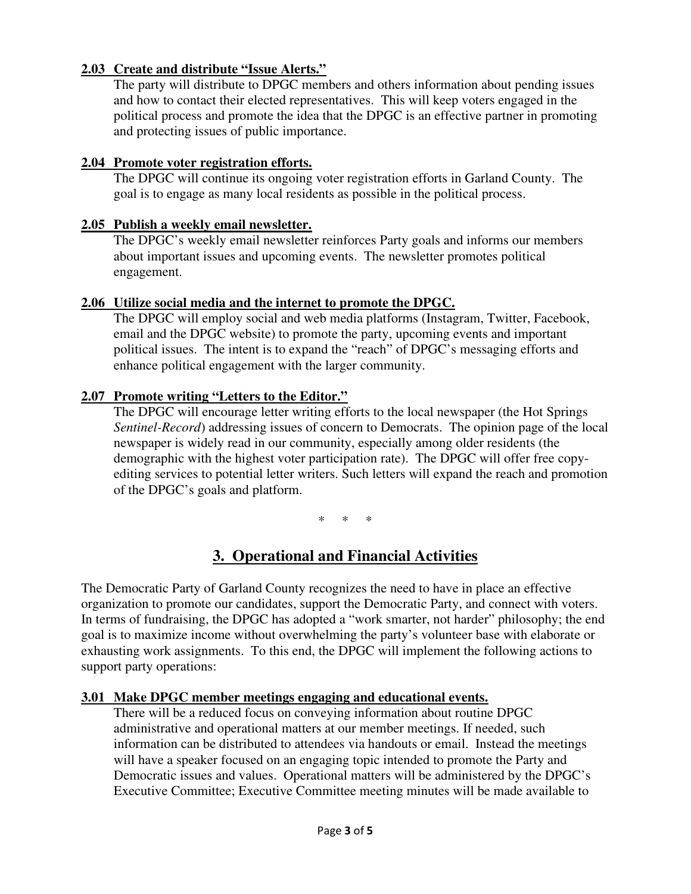**2.03 Create and distribute "Issue Alerts."**

The party will distribute to DPGC members and others information about pending issues and how to contact their elected representatives. This will keep voters engaged in the political process and promote the idea that the DPGC is an effective partner in promoting and protecting issues of public importance.

**2.04 Promote voter registration efforts.**

The DPGC will continue its ongoing voter registration efforts in Garland County. The goal is to engage as many local residents as possible in the political process.

**2.05 Publish a weekly email newsletter.**

The DPGC's weekly email newsletter reinforces Party goals and informs our members about important issues and upcoming events. The newsletter promotes political engagement.

**2.06 Utilize social media and the internet to promote the DPGC.**

The DPGC will employ social and web media platforms (Instagram, Twitter, Facebook, email and the DPGC website) to promote the party, upcoming events and important political issues. The intent is to expand the "reach" of DPGC's messaging efforts and enhance political engagement with the larger community.

**2.07 Promote writing "Letters to the Editor."**

The DPGC will encourage letter writing efforts to the local newspaper (the Hot Springs *Sentinel-Record*) addressing issues of concern to Democrats. The opinion page of the local newspaper is widely read in our community, especially among older residents (the demographic with the highest voter participation rate). The DPGC will offer free copy-editing services to potential letter writers. Such letters will expand the reach and promotion of the DPGC's goals and platform.

\* \* \*

## 3. Operational and Financial Activities

The Democratic Party of Garland County recognizes the need to have in place an effective organization to promote our candidates, support the Democratic Party, and connect with voters. In terms of fundraising, the DPGC has adopted a "work smarter, not harder" philosophy; the end goal is to maximize income without overwhelming the party's volunteer base with elaborate or exhausting work assignments. To this end, the DPGC will implement the following actions to support party operations:

**3.01 Make DPGC member meetings engaging and educational events.**

There will be a reduced focus on conveying information about routine DPGC administrative and operational matters at our member meetings. If needed, such information can be distributed to attendees via handouts or email. Instead the meetings will have a speaker focused on an engaging topic intended to promote the Party and Democratic issues and values. Operational matters will be administered by the DPGC's Executive Committee; Executive Committee meeting minutes will be made available to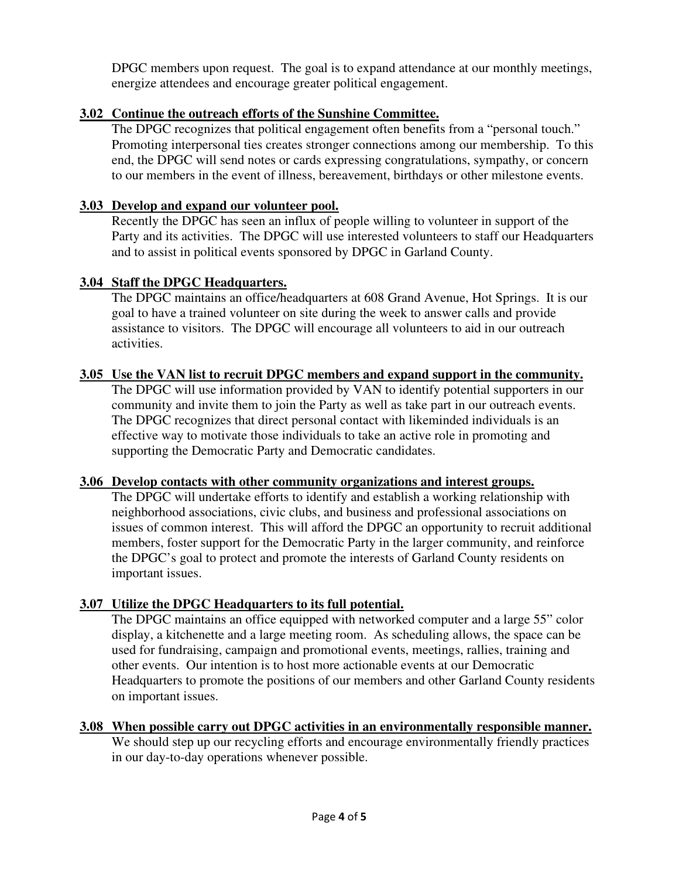DPGC members upon request. The goal is to expand attendance at our monthly meetings, energize attendees and encourage greater political engagement.

**3.02 Continue the outreach efforts of the Sunshine Committee.**

The DPGC recognizes that political engagement often benefits from a "personal touch." Promoting interpersonal ties creates stronger connections among our membership. To this end, the DPGC will send notes or cards expressing congratulations, sympathy, or concern to our members in the event of illness, bereavement, birthdays or other milestone events.

**3.03 Develop and expand our volunteer pool.**

Recently the DPGC has seen an influx of people willing to volunteer in support of the Party and its activities. The DPGC will use interested volunteers to staff our Headquarters and to assist in political events sponsored by DPGC in Garland County.

**3.04 Staff the DPGC Headquarters.**

The DPGC maintains an office/headquarters at 608 Grand Avenue, Hot Springs. It is our goal to have a trained volunteer on site during the week to answer calls and provide assistance to visitors. The DPGC will encourage all volunteers to aid in our outreach activities.

**3.05 Use the VAN list to recruit DPGC members and expand support in the community.**

The DPGC will use information provided by VAN to identify potential supporters in our community and invite them to join the Party as well as take part in our outreach events. The DPGC recognizes that direct personal contact with likeminded individuals is an effective way to motivate those individuals to take an active role in promoting and supporting the Democratic Party and Democratic candidates.

**3.06 Develop contacts with other community organizations and interest groups.**

The DPGC will undertake efforts to identify and establish a working relationship with neighborhood associations, civic clubs, and business and professional associations on issues of common interest. This will afford the DPGC an opportunity to recruit additional members, foster support for the Democratic Party in the larger community, and reinforce the DPGC's goal to protect and promote the interests of Garland County residents on important issues.

**3.07 Utilize the DPGC Headquarters to its full potential.**

The DPGC maintains an office equipped with networked computer and a large 55" color display, a kitchenette and a large meeting room. As scheduling allows, the space can be used for fundraising, campaign and promotional events, meetings, rallies, training and other events. Our intention is to host more actionable events at our Democratic Headquarters to promote the positions of our members and other Garland County residents on important issues.

**3.08 When possible carry out DPGC activities in an environmentally responsible manner.**

We should step up our recycling efforts and encourage environmentally friendly practices in our day-to-day operations whenever possible.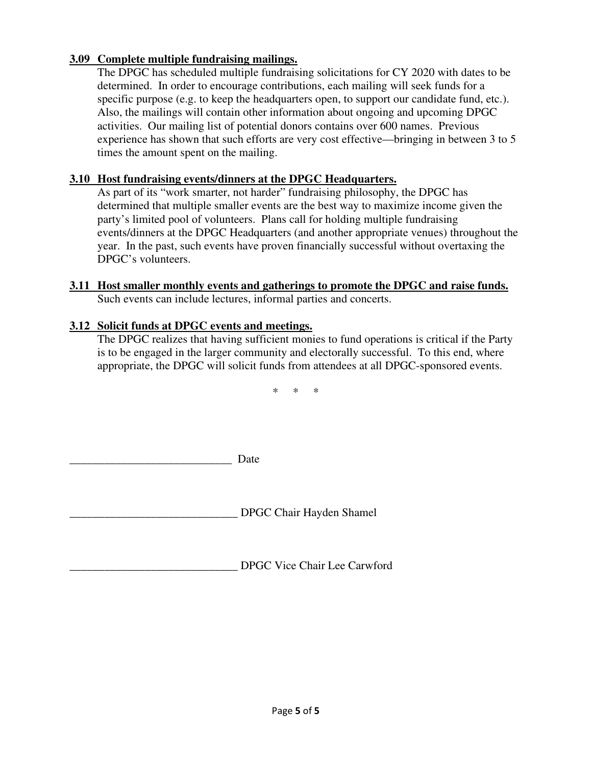**3.09 Complete multiple fundraising mailings.**

The DPGC has scheduled multiple fundraising solicitations for CY 2020 with dates to be determined. In order to encourage contributions, each mailing will seek funds for a specific purpose (e.g. to keep the headquarters open, to support our candidate fund, etc.). Also, the mailings will contain other information about ongoing and upcoming DPGC activities. Our mailing list of potential donors contains over 600 names. Previous experience has shown that such efforts are very cost effective—bringing in between 3 to 5 times the amount spent on the mailing.

**3.10 Host fundraising events/dinners at the DPGC Headquarters.**

As part of its "work smarter, not harder" fundraising philosophy, the DPGC has determined that multiple smaller events are the best way to maximize income given the party's limited pool of volunteers. Plans call for holding multiple fundraising events/dinners at the DPGC Headquarters (and another appropriate venues) throughout the year. In the past, such events have proven financially successful without overtaxing the DPGC's volunteers.

**3.11 Host smaller monthly events and gatherings to promote the DPGC and raise funds.**

Such events can include lectures, informal parties and concerts.

**3.12 Solicit funds at DPGC events and meetings.**

The DPGC realizes that having sufficient monies to fund operations is critical if the Party is to be engaged in the larger community and electorally successful. To this end, where appropriate, the DPGC will solicit funds from attendees at all DPGC-sponsored events.

\* \* \*

_____________________________ Date

_____________________________ DPGC Chair Hayden Shamel

_____________________________ DPGC Vice Chair Lee Carwford